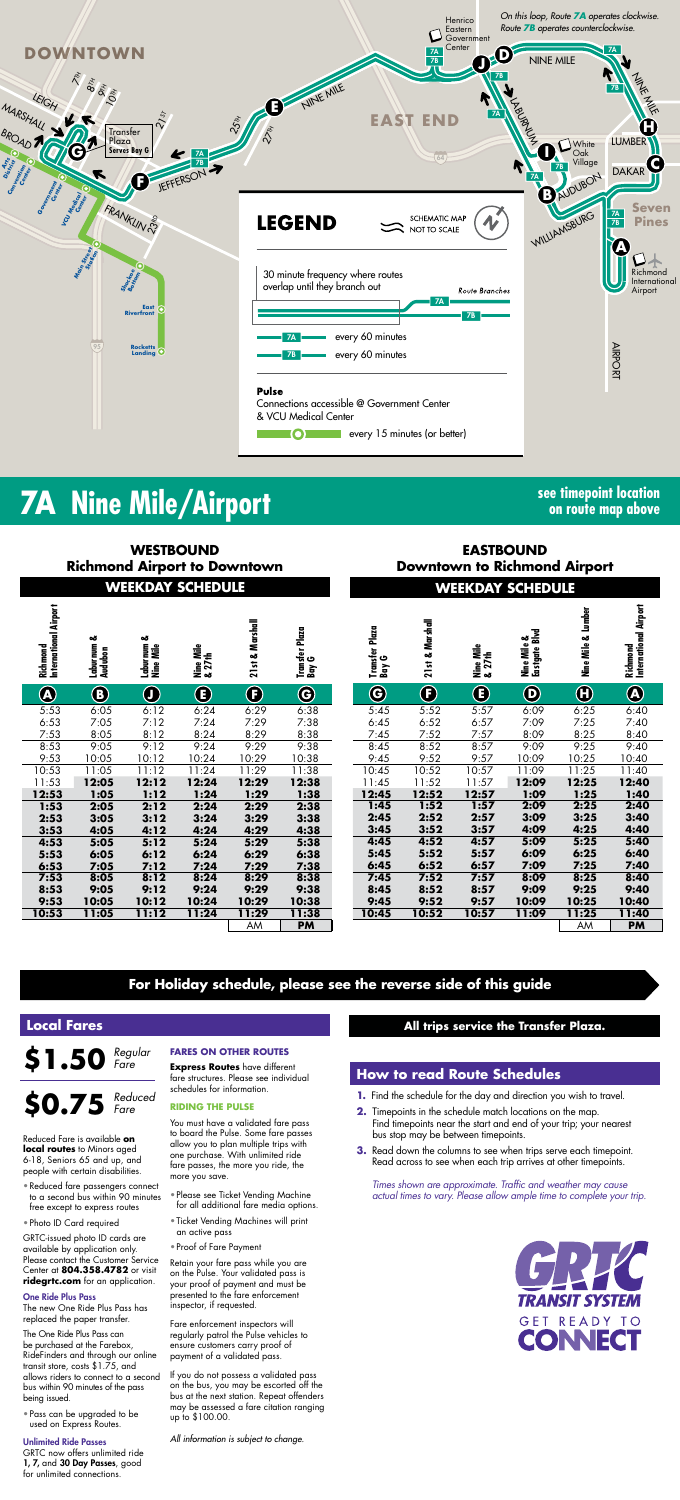# 7A Nine Mile/Airport

see timepoint location on route map above

## WESTBOUND
### Richmond Airport to Downtown
### WEEKDAY SCHEDULE

| Richmond International Airport (A) | Laburnum & Audubon (B) | Laburnum & Nine Mile (J) | Nine Mile & 27th (E) | 21st & Marshall (F) | Transfer Plaza Bay G (G) |
|---|---|---|---|---|---|
| 5:53 | 6:05 | 6:12 | 6:24 | 6:29 | 6:38 |
| 6:53 | 7:05 | 7:12 | 7:24 | 7:29 | 7:38 |
| 7:53 | 8:05 | 8:12 | 8:24 | 8:29 | 8:38 |
| 8:53 | 9:05 | 9:12 | 9:24 | 9:29 | 9:38 |
| 9:53 | 10:05 | 10:12 | 10:24 | 10:29 | 10:38 |
| 10:53 | 11:05 | 11:12 | 11:24 | 11:29 | 11:38 |
| **12:53** | **12:05** | **1:12** | **12:24** | **12:29** | **12:38** |
| **1:53** | **2:05** | **2:12** | **2:24** | **2:29** | **2:38** |
| **2:53** | **3:05** | **3:12** | **3:24** | **3:29** | **3:38** |
| **3:53** | **4:05** | **4:12** | **4:24** | **4:29** | **4:38** |
| **4:53** | **5:05** | **5:12** | **5:24** | **5:29** | **5:38** |
| **5:53** | **6:05** | **6:12** | **6:24** | **6:29** | **6:38** |
| **6:53** | **7:05** | **7:12** | **7:24** | **7:29** | **7:38** |
| **7:53** | **8:05** | **8:12** | **8:24** | **8:29** | **8:38** |
| **8:53** | **9:05** | **9:12** | **9:24** | **9:29** | **9:38** |
| **9:53** | **10:05** | **10:12** | **10:24** | **10:29** | **10:38** |
| **10:53** | **11:05** | **11:12** | **11:24** | **11:29** | **11:38** |
| | | | | AM | **PM** |

## EASTBOUND
### Downtown to Richmond Airport
### WEEKDAY SCHEDULE

| Transfer Plaza Bay G (G) | 21st & Marshall (F) | Nine Mile & 27th (E) | Nine Mile & Eastgate Blvd (D) | Nine Mile & Lumber (H) | Richmond International Airport (A) |
|---|---|---|---|---|---|
| 5:45 | 5:52 | 5:57 | 6:09 | 6:25 | 6:40 |
| 6:45 | 6:52 | 6:57 | 7:09 | 7:25 | 7:40 |
| 7:45 | 7:52 | 7:57 | 8:09 | 8:25 | 8:40 |
| 8:45 | 8:52 | 8:57 | 9:09 | 9:25 | 9:40 |
| 9:45 | 9:52 | 9:57 | 10:09 | 10:25 | 10:40 |
| 10:45 | 10:52 | 10:57 | 11:09 | 11:25 | 11:40 |
| 11:45 | 11:52 | 11:57 | **12:09** | **12:25** | **12:40** |
| **12:45** | **12:52** | **12:57** | **1:09** | **1:25** | **1:40** |
| **1:45** | **1:52** | **1:57** | **2:09** | **2:25** | **2:40** |
| **2:45** | **2:52** | **2:57** | **3:09** | **3:25** | **3:40** |
| **3:45** | **3:52** | **3:57** | **4:09** | **4:25** | **4:40** |
| **4:45** | **4:52** | **4:57** | **5:09** | **5:25** | **5:40** |
| **5:45** | **5:52** | **5:57** | **6:09** | **6:25** | **6:40** |
| **6:45** | **6:52** | **6:57** | **7:09** | **7:25** | **7:40** |
| **7:45** | **7:52** | **7:57** | **8:09** | **8:25** | **8:40** |
| **8:45** | **8:52** | **8:57** | **9:09** | **9:25** | **9:40** |
| **9:45** | **9:52** | **9:57** | **10:09** | **10:25** | **10:40** |
| **10:45** | **10:52** | **10:57** | **11:09** | **11:25** | **11:40** |
| | | | | AM | **PM** |

**For Holiday schedule, please see the reverse side of this guide**

**All trips service the Transfer Plaza.**

## Local Fares

**$1.50** *Regular Fare*

**$0.75** *Reduced Fare*

Reduced Fare is available **on local routes** to Minors aged 6-18, Seniors 65 and up, and people with certain disabilities.

- Reduced fare passengers connect to a second bus within 90 minutes free except to express routes
- Photo ID Card required

GRTC-issued photo ID cards are available by application only. Please contact the Customer Service Center at **804.358.4782** or visit **ridegrtc.com** for an application.

### One Ride Plus Pass

The new One Ride Plus Pass has replaced the paper transfer.

The One Ride Plus Pass can be purchased at the Farebox, RideFinders and through our online transit store, costs $1.75, and allows riders to connect to a second bus within 90 minutes of the pass being used.

- Pass can be upgraded to be used on Express Routes.

### Unlimited Ride Passes

GRTC now offers unlimited ride **1, 7,** and **30 Day Passes**, good for unlimited connections.

### FARES ON OTHER ROUTES

**Express Routes** have different fare structures. Please see individual schedules for information.

### RIDING THE PULSE

You must have a validated fare pass to board the Pulse. Some fare passes allow you to plan multiple trips with one purchase. With unlimited ride fare passes, the more you ride, the more you save.

- Please see Ticket Vending Machine for all additional fare media options.
- Ticket Vending Machines will print an active pass
- Proof of Fare Payment

Retain your fare pass while you are on the Pulse. Your validated pass is your proof of payment and must be presented to the fare enforcement inspector, if requested.

Fare enforcement inspectors will regularly patrol the Pulse vehicles to ensure customers carry proof of payment of a validated pass.

If you do not possess a validated pass on the bus, you may be escorted off the bus at the next station. Repeat offenders may be assessed a fare citation ranging up to $100.00.

*All information is subject to change.*

## How to read Route Schedules

1. Find the schedule for the day and direction you wish to travel.
2. Timepoints in the schedule match locations on the map. Find timepoints near the start and end of your trip; your nearest bus stop may be between timepoints.
3. Read down the columns to see when trips serve each timepoint. Read across to see when each trip arrives at other timepoints.

*Times shown are approximate. Traffic and weather may cause actual times to vary. Please allow ample time to complete your trip.*

GRTC TRANSIT SYSTEM — GET READY TO CONNECT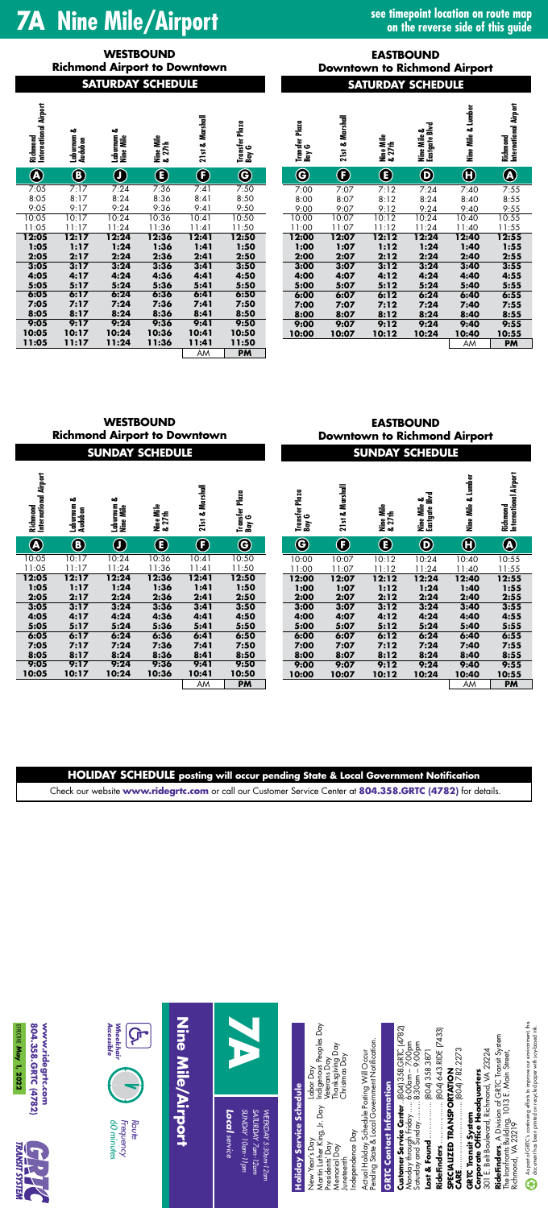# 7A Nine Mile/Airport

see timepoint location on route map on the reverse side of this guide

## WESTBOUND
### Richmond Airport to Downtown
### SATURDAY SCHEDULE

| Richmond International Airport (A) | Laburnum & Audubon (B) | Laburnum & Nine Mile (J) | Nine Mile & 27th (E) | 21st & Marshall (F) | Transfer Plaza Bay G (G) |
|---|---|---|---|---|---|
| 7:05 | 7:17 | 7:24 | 7:36 | 7:41 | 7:50 |
| 8:05 | 8:17 | 8:24 | 8:36 | 8:41 | 8:50 |
| 9:05 | 9:17 | 9:24 | 9:36 | 9:41 | 9:50 |
| 10:05 | 10:17 | 10:24 | 10:36 | 10:41 | 10:50 |
| 11:05 | 11:17 | 11:24 | 11:36 | 11:41 | 11:50 |
| **12:05** | **12:17** | **12:24** | **12:36** | **12:41** | **12:50** |
| **1:05** | **1:17** | **1:24** | **1:36** | **1:41** | **1:50** |
| **2:05** | **2:17** | **2:24** | **2:36** | **2:41** | **2:50** |
| **3:05** | **3:17** | **3:24** | **3:36** | **3:41** | **3:50** |
| **4:05** | **4:17** | **4:24** | **4:36** | **4:41** | **4:50** |
| **5:05** | **5:17** | **5:24** | **5:36** | **5:41** | **5:50** |
| **6:05** | **6:17** | **6:24** | **6:36** | **6:41** | **6:50** |
| **7:05** | **7:17** | **7:24** | **7:36** | **7:41** | **7:50** |
| **8:05** | **8:17** | **8:24** | **8:36** | **8:41** | **8:50** |
| **9:05** | **9:17** | **9:24** | **9:36** | **9:41** | **9:50** |
| **10:05** | **10:17** | **10:24** | **10:36** | **10:41** | **10:50** |
| **11:05** | **11:17** | **11:24** | **11:36** | **11:41** | **11:50** |
| | | | | AM | **PM** |

## EASTBOUND
### Downtown to Richmond Airport
### SATURDAY SCHEDULE

| Transfer Plaza Bay G (G) | 21st & Marshall (F) | Nine Mile & 27th (E) | Nine Mile & Eastgate Blvd (D) | Nine Mile & Lumber (H) | Richmond International Airport (A) |
|---|---|---|---|---|---|
| 7:00 | 7:07 | 7:12 | 7:24 | 7:40 | 7:55 |
| 8:00 | 8:07 | 8:12 | 8:24 | 8:40 | 8:55 |
| 9:00 | 9:07 | 9:12 | 9:24 | 9:40 | 9:55 |
| 10:00 | 10:07 | 10:12 | 10:24 | 10:40 | 10:55 |
| 11:00 | 11:07 | 11:12 | 11:24 | 11:40 | 11:55 |
| **12:00** | **12:07** | **12:12** | **12:24** | **12:40** | **12:55** |
| **1:00** | **1:07** | **1:12** | **1:24** | **1:40** | **1:55** |
| **2:00** | **2:07** | **2:12** | **2:24** | **2:40** | **2:55** |
| **3:00** | **3:07** | **3:12** | **3:24** | **3:40** | **3:55** |
| **4:00** | **4:07** | **4:12** | **4:24** | **4:40** | **4:55** |
| **5:00** | **5:07** | **5:12** | **5:24** | **5:40** | **5:55** |
| **6:00** | **6:07** | **6:12** | **6:24** | **6:40** | **6:55** |
| **7:00** | **7:07** | **7:12** | **7:24** | **7:40** | **7:55** |
| **8:00** | **8:07** | **8:12** | **8:24** | **8:40** | **8:55** |
| **9:00** | **9:07** | **9:12** | **9:24** | **9:40** | **9:55** |
| **10:00** | **10:07** | **10:12** | **10:24** | **10:40** | **10:55** |
| | | | | AM | **PM** |

## WESTBOUND
### Richmond Airport to Downtown
### SUNDAY SCHEDULE

| Richmond International Airport (A) | Laburnum & Audubon (B) | Laburnum & Nine Mile (J) | Nine Mile & 27th (E) | 21st & Marshall (F) | Transfer Plaza Bay G (G) |
|---|---|---|---|---|---|
| 10:05 | 10:17 | 10:24 | 10:36 | 10:41 | 10:50 |
| 11:05 | 11:17 | 11:24 | 11:36 | 11:41 | 11:50 |
| **12:05** | **12:17** | **12:24** | **12:36** | **12:41** | **12:50** |
| **1:05** | **1:17** | **1:24** | **1:36** | **1:41** | **1:50** |
| **2:05** | **2:17** | **2:24** | **2:36** | **2:41** | **2:50** |
| **3:05** | **3:17** | **3:24** | **3:36** | **3:41** | **3:50** |
| **4:05** | **4:17** | **4:24** | **4:36** | **4:41** | **4:50** |
| **5:05** | **5:17** | **5:24** | **5:36** | **5:41** | **5:50** |
| **6:05** | **6:17** | **6:24** | **6:36** | **6:41** | **6:50** |
| **7:05** | **7:17** | **7:24** | **7:36** | **7:41** | **7:50** |
| **8:05** | **8:17** | **8:24** | **8:36** | **8:41** | **8:50** |
| **9:05** | **9:17** | **9:24** | **9:36** | **9:41** | **9:50** |
| **10:05** | **10:17** | **10:24** | **10:36** | **10:41** | **10:50** |
| | | | | AM | **PM** |

## EASTBOUND
### Downtown to Richmond Airport
### SUNDAY SCHEDULE

| Transfer Plaza Bay G (G) | 21st & Marshall (F) | Nine Mile & 27th (E) | Nine Mile & Eastgate Blvd (D) | Nine Mile & Lumber (H) | Richmond International Airport (A) |
|---|---|---|---|---|---|
| 10:00 | 10:07 | 10:12 | 10:24 | 10:40 | 10:55 |
| 11:00 | 11:07 | 11:12 | 11:24 | 11:40 | 11:55 |
| **12:00** | **12:07** | **12:12** | **12:24** | **12:40** | **12:55** |
| **1:00** | **1:07** | **1:12** | **1:24** | **1:40** | **1:55** |
| **2:00** | **2:07** | **2:12** | **2:24** | **2:40** | **2:55** |
| **3:00** | **3:07** | **3:12** | **3:24** | **3:40** | **3:55** |
| **4:00** | **4:07** | **4:12** | **4:24** | **4:40** | **4:55** |
| **5:00** | **5:07** | **5:12** | **5:24** | **5:40** | **5:55** |
| **6:00** | **6:07** | **6:12** | **6:24** | **6:40** | **6:55** |
| **7:00** | **7:07** | **7:12** | **7:24** | **7:40** | **7:55** |
| **8:00** | **8:07** | **8:12** | **8:24** | **8:40** | **8:55** |
| **9:00** | **9:07** | **9:12** | **9:24** | **9:40** | **9:55** |
| **10:00** | **10:07** | **10:12** | **10:24** | **10:40** | **10:55** |
| | | | | AM | **PM** |

**HOLIDAY SCHEDULE posting will occur pending State & Local Government Notification**

Check our website **www.ridegrtc.com** or call our Customer Service Center at **804.358.GRTC (4782)** for details.

---

# 7A

**Local** service

WEEKDAY 5:30am-12am
SATURDAY 7am-12am
SUNDAY 10am-11pm

## Nine Mile/Airport

Wheelchair Accessible

Route Frequency 60 minutes

**www.ridegrtc.com**
**804.358.GRTC (4782)**

EFFECTIVE **May 1, 2022**

GRTC TRANSIT SYSTEM

### Holiday Service Schedule

| | |
|---|---|
| New Year's Day | Labor Day |
| Martin Luther King, Jr. Day | Indigenous Peoples Day |
| Presidents' Day | Veterans Day |
| Memorial Day | Thanksgiving Day |
| Juneteenth | Christmas Day |
| Independence Day | |

Actual Holiday Schedule Posting Will Occur Pending State & Local Government Notification.

### GRTC Contact Information

**Customer Service Center**..(804) 358.GRTC (4782)
Monday through Friday.......6:00am – 7:00pm
Saturday and Sunday..........8:30am – 9:00pm

**Lost & Found**..................(804) 358.3871

**RideFinders**....................(804) 643.RIDE (7433)

**SPECIALIZED TRANSPORTATION CARE**..........................(804) 782.2273

**GRTC Transit System**
**Corporate Office Headquarters**
301 E. Belt Boulevard, Richmond, VA 23224

**RideFinders**, A Division of GRTC Transit System
The Transfers Building, 1013 E. Main Street, Richmond, VA 23219

As part of GRTC's continuing efforts to improve our environment, this document has been printed on recycled paper with soy-based ink.